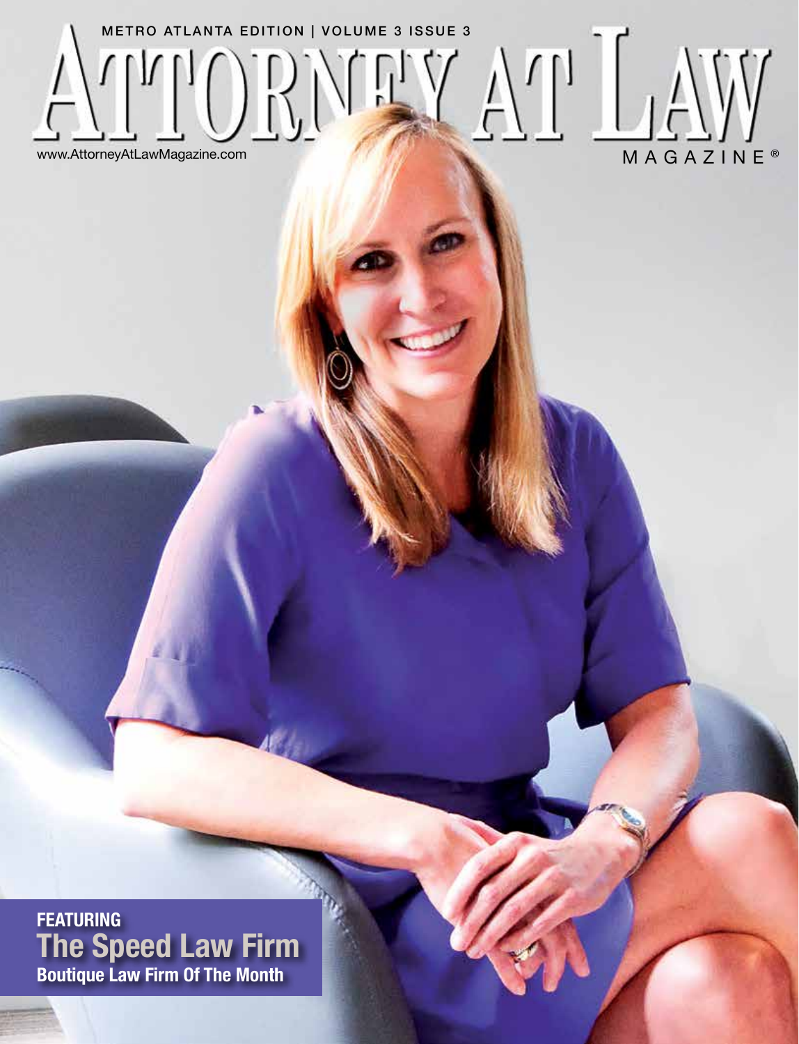METRO ATLANTA EDITION | VOLUME 3 ISSUE 3

# ATTORNEY AT LAW MAGAZINE®

www.AttorneyAtLawMagazine.com

**FEATURING**

## The Speed Law Firm

**Boutique Law Firm Of The Month**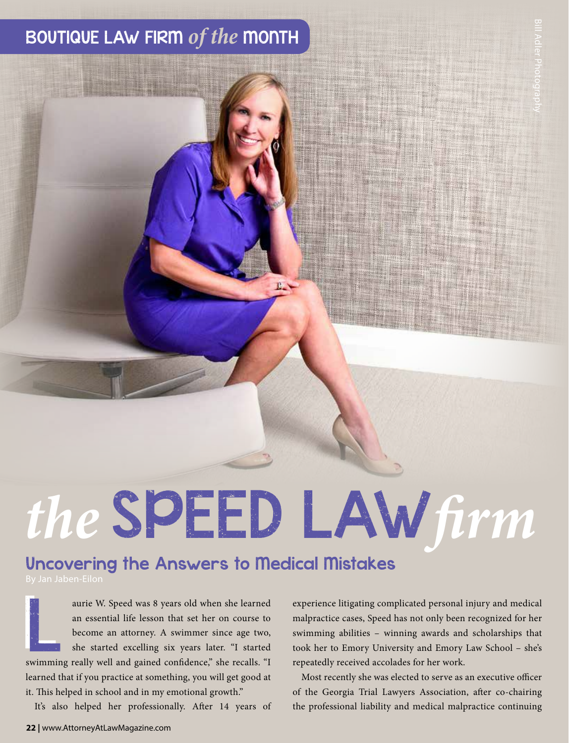## BOUTIQUE LAW FIRM *of the* MONTH

Bill Adler Photography

# *the* SPEED LAW *firm*

## Uncovering the Answers to Medical Mistakes

By Jan Jaben-Eilon

Laurie W. Speed was 8 years old when she learned an essential life lesson that set her on course to become an attorney. A swimmer since age two, she started excelling six years later. "I started swimming really well and gained confidence," she recalls. "I learned that if you practice at something, you will get good at it. This helped in school and in my emotional growth."

It's also helped her professionally. After 14 years of experience litigating complicated personal injury and medical malpractice cases, Speed has not only been recognized for her swimming abilities – winning awards and scholarships that took her to Emory University and Emory Law School – she's repeatedly received accolades for her work.

Most recently she was elected to serve as an executive officer of the Georgia Trial Lawyers Association, after co-chairing the professional liability and medical malpractice continuing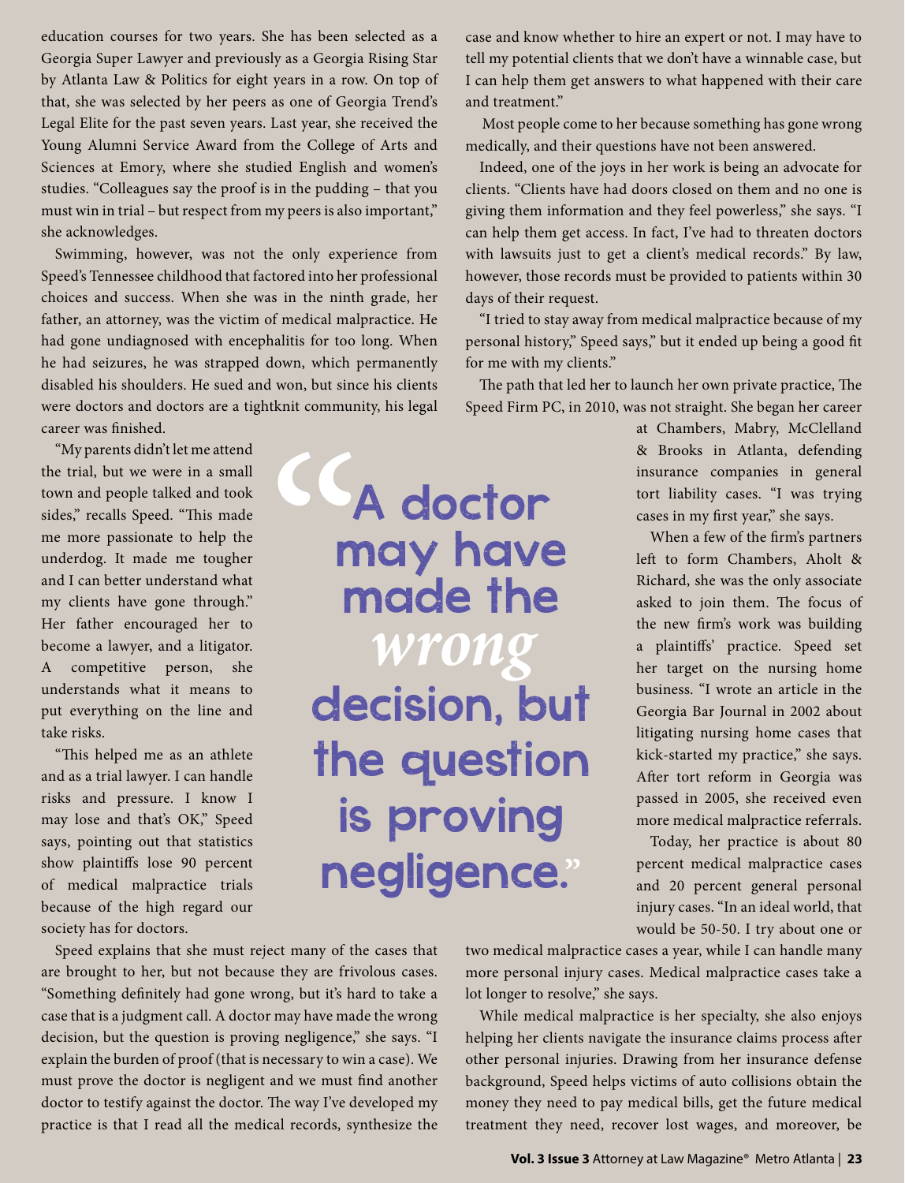education courses for two years. She has been selected as a Georgia Super Lawyer and previously as a Georgia Rising Star by Atlanta Law & Politics for eight years in a row. On top of that, she was selected by her peers as one of Georgia Trend's Legal Elite for the past seven years. Last year, she received the Young Alumni Service Award from the College of Arts and Sciences at Emory, where she studied English and women's studies. "Colleagues say the proof is in the pudding – that you must win in trial – but respect from my peers is also important," she acknowledges.

Swimming, however, was not the only experience from Speed's Tennessee childhood that factored into her professional choices and success. When she was in the ninth grade, her father, an attorney, was the victim of medical malpractice. He had gone undiagnosed with encephalitis for too long. When he had seizures, he was strapped down, which permanently disabled his shoulders. He sued and won, but since his clients were doctors and doctors are a tightknit community, his legal career was finished.

"My parents didn't let me attend the trial, but we were in a small town and people talked and took sides," recalls Speed. "This made me more passionate to help the underdog. It made me tougher and I can better understand what my clients have gone through." Her father encouraged her to become a lawyer, and a litigator. A competitive person, she understands what it means to put everything on the line and take risks.

"This helped me as an athlete and as a trial lawyer. I can handle risks and pressure. I know I may lose and that's OK," Speed says, pointing out that statistics show plaintiffs lose 90 percent of medical malpractice trials because of the high regard our society has for doctors.

> "A doctor may have made the *wrong* decision, but the question is proving negligence."

Speed explains that she must reject many of the cases that are brought to her, but not because they are frivolous cases. "Something definitely had gone wrong, but it's hard to take a case that is a judgment call. A doctor may have made the wrong decision, but the question is proving negligence," she says. "I explain the burden of proof (that is necessary to win a case). We must prove the doctor is negligent and we must find another doctor to testify against the doctor. The way I've developed my practice is that I read all the medical records, synthesize the case and know whether to hire an expert or not. I may have to tell my potential clients that we don't have a winnable case, but I can help them get answers to what happened with their care and treatment."

Most people come to her because something has gone wrong medically, and their questions have not been answered.

Indeed, one of the joys in her work is being an advocate for clients. "Clients have had doors closed on them and no one is giving them information and they feel powerless," she says. "I can help them get access. In fact, I've had to threaten doctors with lawsuits just to get a client's medical records." By law, however, those records must be provided to patients within 30 days of their request.

"I tried to stay away from medical malpractice because of my personal history," Speed says," but it ended up being a good fit for me with my clients."

The path that led her to launch her own private practice, The Speed Firm PC, in 2010, was not straight. She began her career at Chambers, Mabry, McClelland & Brooks in Atlanta, defending insurance companies in general tort liability cases. "I was trying cases in my first year," she says.

When a few of the firm's partners left to form Chambers, Aholt & Richard, she was the only associate asked to join them. The focus of the new firm's work was building a plaintiffs' practice. Speed set her target on the nursing home business. "I wrote an article in the Georgia Bar Journal in 2002 about litigating nursing home cases that kick-started my practice," she says. After tort reform in Georgia was passed in 2005, she received even more medical malpractice referrals.

Today, her practice is about 80 percent medical malpractice cases and 20 percent general personal injury cases. "In an ideal world, that would be 50-50. I try about one or two medical malpractice cases a year, while I can handle many more personal injury cases. Medical malpractice cases take a lot longer to resolve," she says.

While medical malpractice is her specialty, she also enjoys helping her clients navigate the insurance claims process after other personal injuries. Drawing from her insurance defense background, Speed helps victims of auto collisions obtain the money they need to pay medical bills, get the future medical treatment they need, recover lost wages, and moreover, be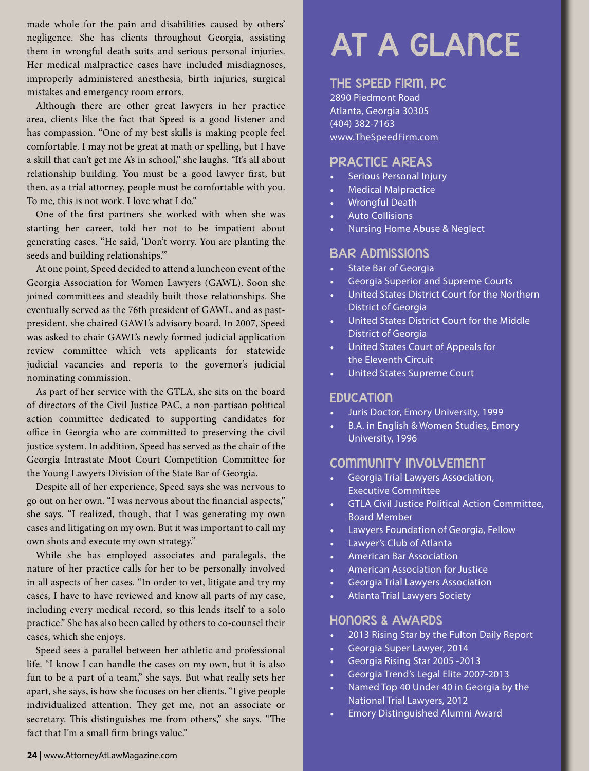made whole for the pain and disabilities caused by others' negligence. She has clients throughout Georgia, assisting them in wrongful death suits and serious personal injuries. Her medical malpractice cases have included misdiagnoses, improperly administered anesthesia, birth injuries, surgical mistakes and emergency room errors.

Although there are other great lawyers in her practice area, clients like the fact that Speed is a good listener and has compassion. "One of my best skills is making people feel comfortable. I may not be great at math or spelling, but I have a skill that can't get me A's in school," she laughs. "It's all about relationship building. You must be a good lawyer first, but then, as a trial attorney, people must be comfortable with you. To me, this is not work. I love what I do."

One of the first partners she worked with when she was starting her career, told her not to be impatient about generating cases. "He said, 'Don't worry. You are planting the seeds and building relationships.'"

At one point, Speed decided to attend a luncheon event of the Georgia Association for Women Lawyers (GAWL). Soon she joined committees and steadily built those relationships. She eventually served as the 76th president of GAWL, and as past-president, she chaired GAWL's advisory board. In 2007, Speed was asked to chair GAWL's newly formed judicial application review committee which vets applicants for statewide judicial vacancies and reports to the governor's judicial nominating commission.

As part of her service with the GTLA, she sits on the board of directors of the Civil Justice PAC, a non-partisan political action committee dedicated to supporting candidates for office in Georgia who are committed to preserving the civil justice system. In addition, Speed has served as the chair of the Georgia Intrastate Moot Court Competition Committee for the Young Lawyers Division of the State Bar of Georgia.

Despite all of her experience, Speed says she was nervous to go out on her own. "I was nervous about the financial aspects," she says. "I realized, though, that I was generating my own cases and litigating on my own. But it was important to call my own shots and execute my own strategy."

While she has employed associates and paralegals, the nature of her practice calls for her to be personally involved in all aspects of her cases. "In order to vet, litigate and try my cases, I have to have reviewed and know all parts of my case, including every medical record, so this lends itself to a solo practice." She has also been called by others to co-counsel their cases, which she enjoys.

Speed sees a parallel between her athletic and professional life. "I know I can handle the cases on my own, but it is also fun to be a part of a team," she says. But what really sets her apart, she says, is how she focuses on her clients. "I give people individualized attention. They get me, not an associate or secretary. This distinguishes me from others," she says. "The fact that I'm a small firm brings value."

# AT A GLANCE

## THE SPEED FIRM, PC

2890 Piedmont Road
Atlanta, Georgia 30305
(404) 382-7163
www.TheSpeedFirm.com

## PRACTICE AREAS

- Serious Personal Injury
- Medical Malpractice
- Wrongful Death
- Auto Collisions
- Nursing Home Abuse & Neglect

## BAR ADMISSIONS

- State Bar of Georgia
- Georgia Superior and Supreme Courts
- United States District Court for the Northern District of Georgia
- United States District Court for the Middle District of Georgia
- United States Court of Appeals for the Eleventh Circuit
- United States Supreme Court

## EDUCATION

- Juris Doctor, Emory University, 1999
- B.A. in English & Women Studies, Emory University, 1996

## COMMUNITY INVOLVEMENT

- Georgia Trial Lawyers Association, Executive Committee
- GTLA Civil Justice Political Action Committee, Board Member
- Lawyers Foundation of Georgia, Fellow
- Lawyer's Club of Atlanta
- American Bar Association
- American Association for Justice
- Georgia Trial Lawyers Association
- Atlanta Trial Lawyers Society

## HONORS & AWARDS

- 2013 Rising Star by the Fulton Daily Report
- Georgia Super Lawyer, 2014
- Georgia Rising Star 2005 -2013
- Georgia Trend's Legal Elite 2007-2013
- Named Top 40 Under 40 in Georgia by the National Trial Lawyers, 2012
- Emory Distinguished Alumni Award